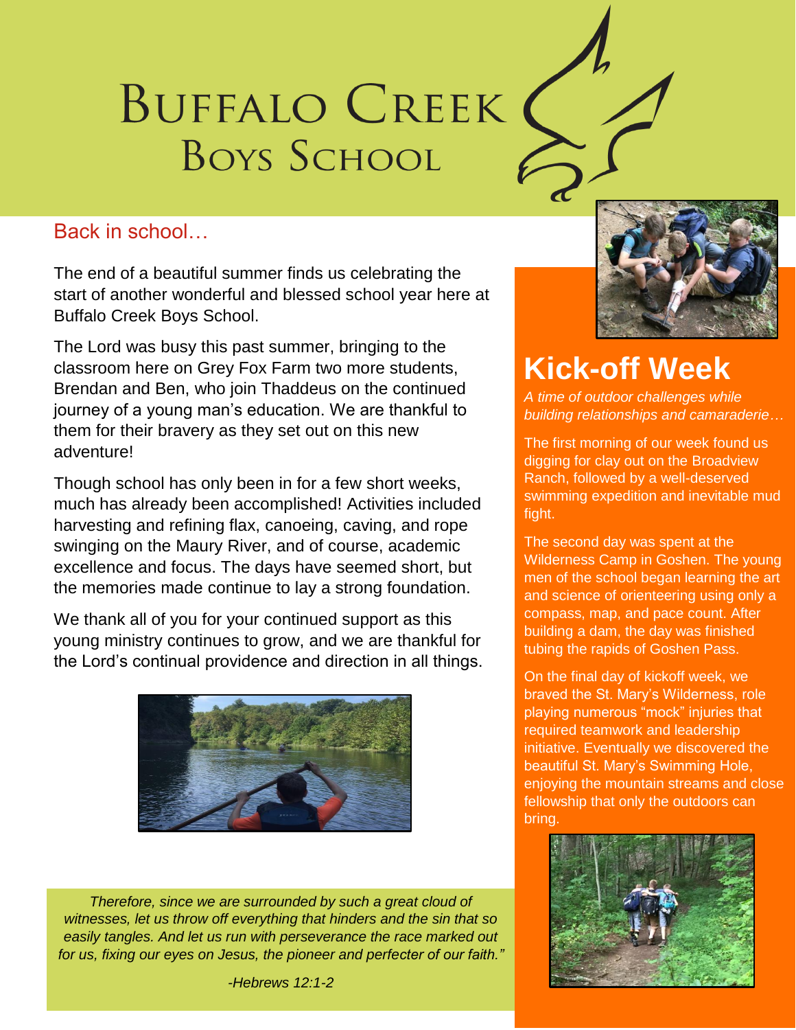# Buffalo Creek Boys School

## Back in school…

The end of a beautiful summer finds us celebrating the start of another wonderful and blessed school year here at Buffalo Creek Boys School.

The Lord was busy this past summer, bringing to the classroom here on Grey Fox Farm two more students, Brendan and Ben, who join Thaddeus on the continued journey of a young man's education. We are thankful to them for their bravery as they set out on this new adventure!

Though school has only been in for a few short weeks, much has already been accomplished! Activities included harvesting and refining flax, canoeing, caving, and rope swinging on the Maury River, and of course, academic excellence and focus. The days have seemed short, but the memories made continue to lay a strong foundation.

We thank all of you for your continued support as this young ministry continues to grow, and we are thankful for the Lord's continual providence and direction in all things.

*Therefore, since we are surrounded by such a great cloud of witnesses, let us throw off everything that hinders and the sin that so easily tangles. And let us run with perseverance the race marked out for us, fixing our eyes on Jesus, the pioneer and perfecter of our faith."*

*-Hebrews 12:1-2*

## Kick-off Week

*A time of outdoor challenges while building relationships and camaraderie…*

The first morning of our week found us digging for clay out on the Broadview Ranch, followed by a well-deserved swimming expedition and inevitable mud fight.

The second day was spent at the Wilderness Camp in Goshen. The young men of the school began learning the art and science of orienteering using only a compass, map, and pace count. After building a dam, the day was finished tubing the rapids of Goshen Pass.

On the final day of kickoff week, we braved the St. Mary's Wilderness, role playing numerous "mock" injuries that required teamwork and leadership initiative. Eventually we discovered the beautiful St. Mary's Swimming Hole, enjoying the mountain streams and close fellowship that only the outdoors can bring.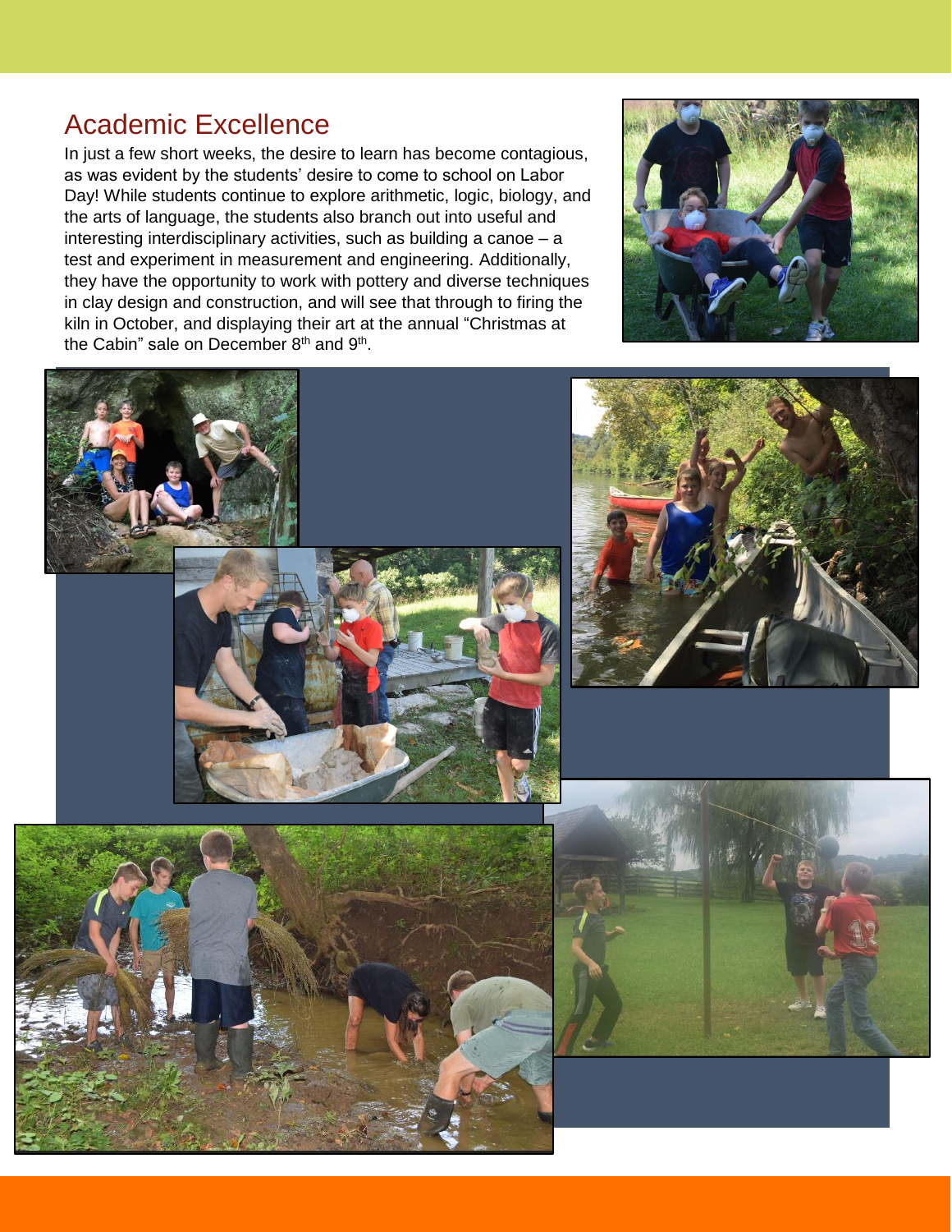## Academic Excellence

In just a few short weeks, the desire to learn has become contagious, as was evident by the students' desire to come to school on Labor Day! While students continue to explore arithmetic, logic, biology, and the arts of language, the students also branch out into useful and interesting interdisciplinary activities, such as building a canoe – a test and experiment in measurement and engineering. Additionally, they have the opportunity to work with pottery and diverse techniques in clay design and construction, and will see that through to firing the kiln in October, and displaying their art at the annual "Christmas at the Cabin" sale on December 8th and 9th.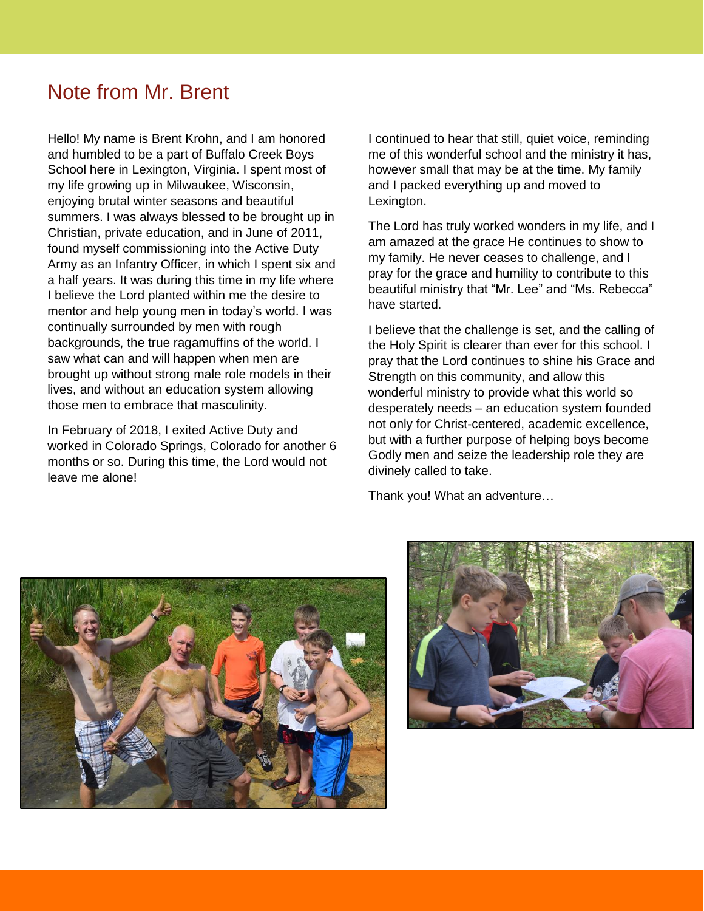## Note from Mr. Brent

Hello! My name is Brent Krohn, and I am honored and humbled to be a part of Buffalo Creek Boys School here in Lexington, Virginia. I spent most of my life growing up in Milwaukee, Wisconsin, enjoying brutal winter seasons and beautiful summers. I was always blessed to be brought up in Christian, private education, and in June of 2011, found myself commissioning into the Active Duty Army as an Infantry Officer, in which I spent six and a half years. It was during this time in my life where I believe the Lord planted within me the desire to mentor and help young men in today's world. I was continually surrounded by men with rough backgrounds, the true ragamuffins of the world. I saw what can and will happen when men are brought up without strong male role models in their lives, and without an education system allowing those men to embrace that masculinity.

In February of 2018, I exited Active Duty and worked in Colorado Springs, Colorado for another 6 months or so. During this time, the Lord would not leave me alone!

I continued to hear that still, quiet voice, reminding me of this wonderful school and the ministry it has, however small that may be at the time. My family and I packed everything up and moved to Lexington.

The Lord has truly worked wonders in my life, and I am amazed at the grace He continues to show to my family. He never ceases to challenge, and I pray for the grace and humility to contribute to this beautiful ministry that "Mr. Lee" and "Ms. Rebecca" have started.

I believe that the challenge is set, and the calling of the Holy Spirit is clearer than ever for this school. I pray that the Lord continues to shine his Grace and Strength on this community, and allow this wonderful ministry to provide what this world so desperately needs – an education system founded not only for Christ-centered, academic excellence, but with a further purpose of helping boys become Godly men and seize the leadership role they are divinely called to take.

Thank you! What an adventure…